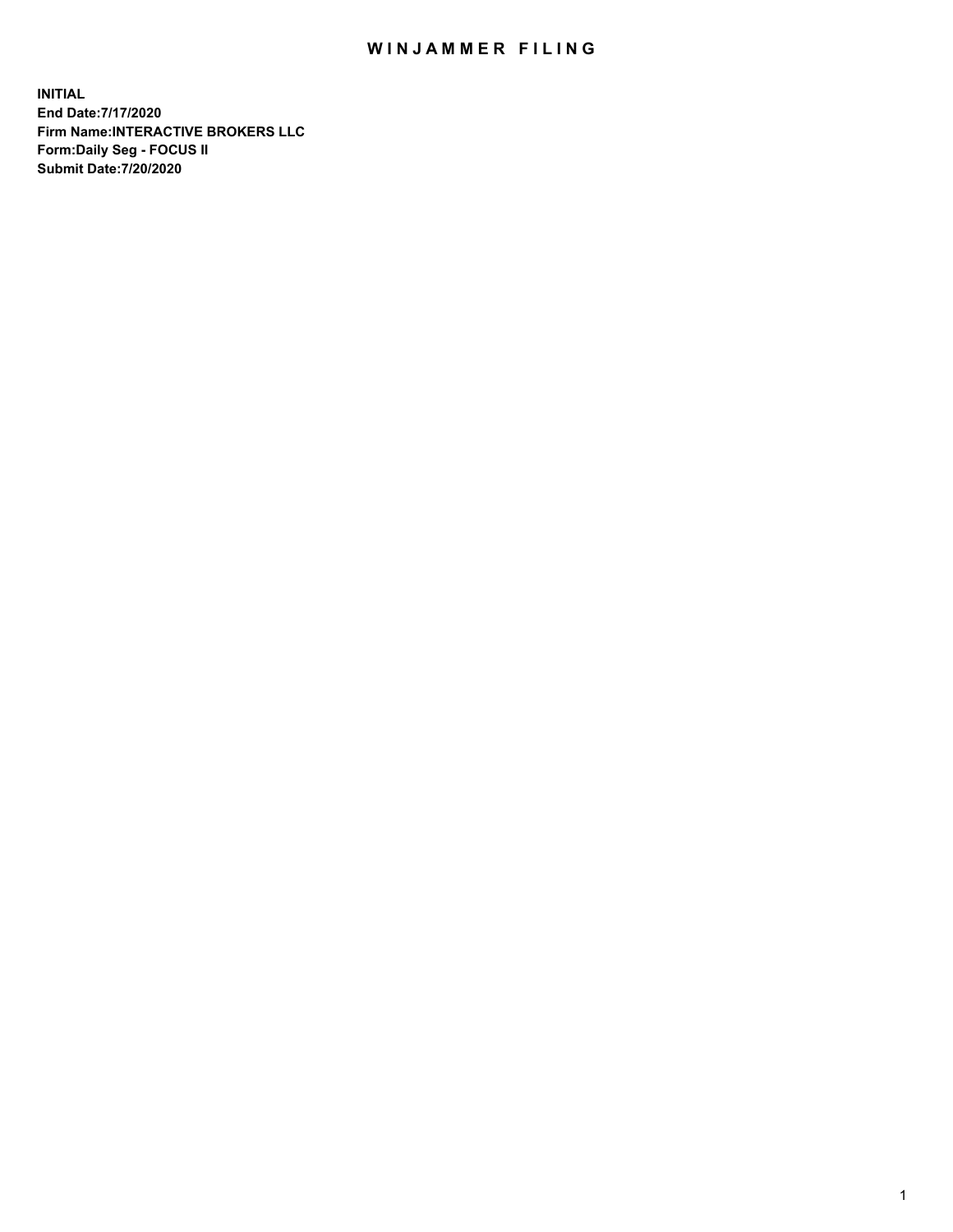# WINJAMMER FILING

**INITIAL**
**End Date:7/17/2020**
**Firm Name:INTERACTIVE BROKERS LLC**
**Form:Daily Seg - FOCUS II**
**Submit Date:7/20/2020**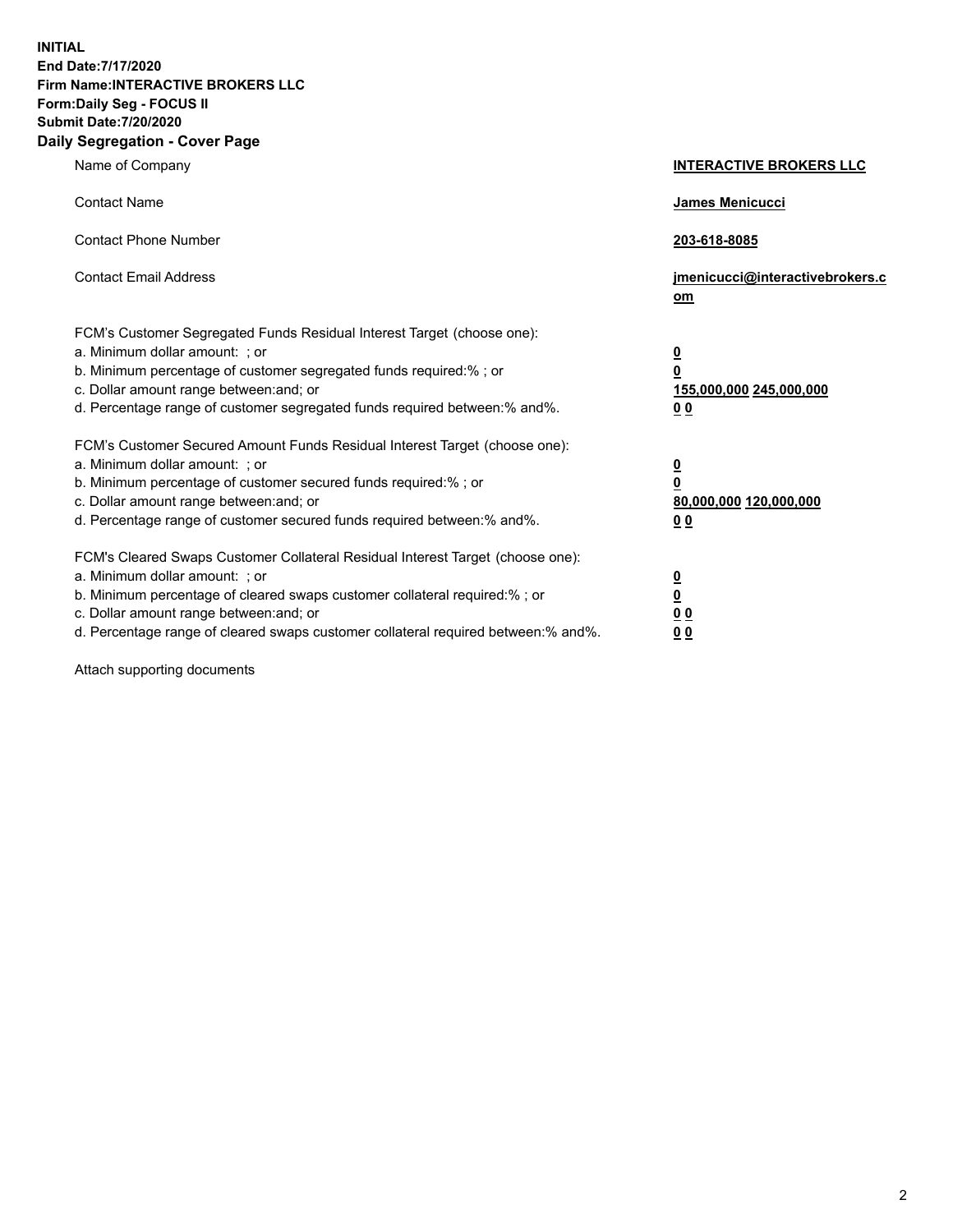**INITIAL**
**End Date:7/17/2020**
**Firm Name:INTERACTIVE BROKERS LLC**
**Form:Daily Seg - FOCUS II**
**Submit Date:7/20/2020**

## Daily Segregation - Cover Page

| | |
|---|---|
| Name of Company | **INTERACTIVE BROKERS LLC** |
| Contact Name | **James Menicucci** |
| Contact Phone Number | **203-618-8085** |
| Contact Email Address | **jmenicucci@interactivebrokers.com** |

FCM's Customer Segregated Funds Residual Interest Target (choose one):

| | |
|---|---|
| a. Minimum dollar amount: ; or | **0** |
| b. Minimum percentage of customer segregated funds required:% ; or | **0** |
| c. Dollar amount range between:and; or | **155,000,000 245,000,000** |
| d. Percentage range of customer segregated funds required between:% and%. | **0 0** |

FCM's Customer Secured Amount Funds Residual Interest Target (choose one):

| | |
|---|---|
| a. Minimum dollar amount: ; or | **0** |
| b. Minimum percentage of customer secured funds required:% ; or | **0** |
| c. Dollar amount range between:and; or | **80,000,000 120,000,000** |
| d. Percentage range of customer secured funds required between:% and%. | **0 0** |

FCM's Cleared Swaps Customer Collateral Residual Interest Target (choose one):

| | |
|---|---|
| a. Minimum dollar amount: ; or | **0** |
| b. Minimum percentage of cleared swaps customer collateral required:% ; or | **0** |
| c. Dollar amount range between:and; or | **0 0** |
| d. Percentage range of cleared swaps customer collateral required between:% and%. | **0 0** |

Attach supporting documents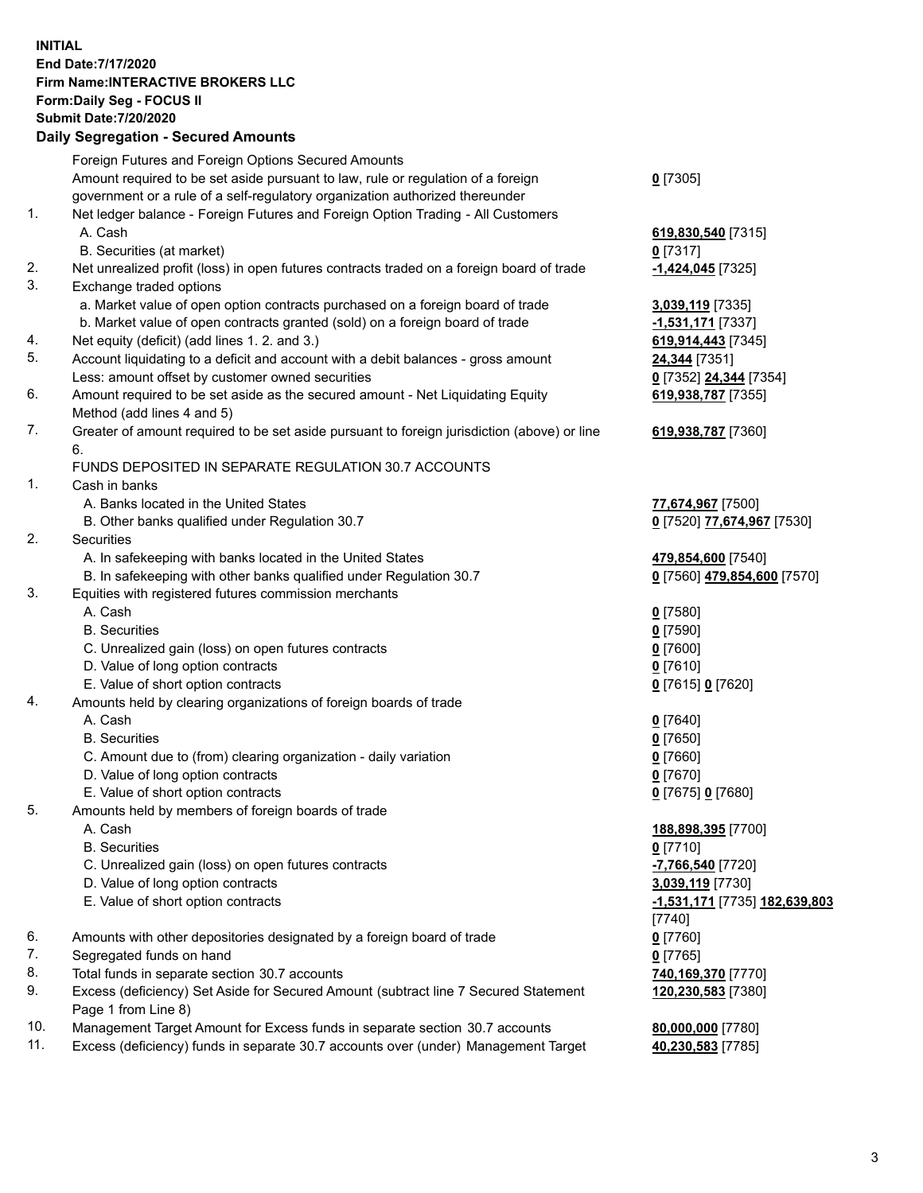**INITIAL**
**End Date:7/17/2020**
**Firm Name:INTERACTIVE BROKERS LLC**
**Form:Daily Seg - FOCUS II**
**Submit Date:7/20/2020**

**Daily Segregation - Secured Amounts**

| | | |
|---|---|---|
| | Foreign Futures and Foreign Options Secured Amounts | |
| | Amount required to be set aside pursuant to law, rule or regulation of a foreign government or a rule of a self-regulatory organization authorized thereunder | **0** [7305] |
| 1. | Net ledger balance - Foreign Futures and Foreign Option Trading - All Customers | |
| | A. Cash | **619,830,540** [7315] |
| | B. Securities (at market) | **0** [7317] |
| 2. | Net unrealized profit (loss) in open futures contracts traded on a foreign board of trade | **-1,424,045** [7325] |
| 3. | Exchange traded options | |
| | a. Market value of open option contracts purchased on a foreign board of trade | **3,039,119** [7335] |
| | b. Market value of open contracts granted (sold) on a foreign board of trade | **-1,531,171** [7337] |
| 4. | Net equity (deficit) (add lines 1. 2. and 3.) | **619,914,443** [7345] |
| 5. | Account liquidating to a deficit and account with a debit balances - gross amount | **24,344** [7351] |
| | Less: amount offset by customer owned securities | **0** [7352] **24,344** [7354] |
| 6. | Amount required to be set aside as the secured amount - Net Liquidating Equity Method (add lines 4 and 5) | **619,938,787** [7355] |
| 7. | Greater of amount required to be set aside pursuant to foreign jurisdiction (above) or line 6. | **619,938,787** [7360] |
| | FUNDS DEPOSITED IN SEPARATE REGULATION 30.7 ACCOUNTS | |
| 1. | Cash in banks | |
| | A. Banks located in the United States | **77,674,967** [7500] |
| | B. Other banks qualified under Regulation 30.7 | **0** [7520] **77,674,967** [7530] |
| 2. | Securities | |
| | A. In safekeeping with banks located in the United States | **479,854,600** [7540] |
| | B. In safekeeping with other banks qualified under Regulation 30.7 | **0** [7560] **479,854,600** [7570] |
| 3. | Equities with registered futures commission merchants | |
| | A. Cash | **0** [7580] |
| | B. Securities | **0** [7590] |
| | C. Unrealized gain (loss) on open futures contracts | **0** [7600] |
| | D. Value of long option contracts | **0** [7610] |
| | E. Value of short option contracts | **0** [7615] **0** [7620] |
| 4. | Amounts held by clearing organizations of foreign boards of trade | |
| | A. Cash | **0** [7640] |
| | B. Securities | **0** [7650] |
| | C. Amount due to (from) clearing organization - daily variation | **0** [7660] |
| | D. Value of long option contracts | **0** [7670] |
| | E. Value of short option contracts | **0** [7675] **0** [7680] |
| 5. | Amounts held by members of foreign boards of trade | |
| | A. Cash | **188,898,395** [7700] |
| | B. Securities | **0** [7710] |
| | C. Unrealized gain (loss) on open futures contracts | **-7,766,540** [7720] |
| | D. Value of long option contracts | **3,039,119** [7730] |
| | E. Value of short option contracts | **-1,531,171** [7735] **182,639,803** [7740] |
| 6. | Amounts with other depositories designated by a foreign board of trade | **0** [7760] |
| 7. | Segregated funds on hand | **0** [7765] |
| 8. | Total funds in separate section 30.7 accounts | **740,169,370** [7770] |
| 9. | Excess (deficiency) Set Aside for Secured Amount (subtract line 7 Secured Statement Page 1 from Line 8) | **120,230,583** [7380] |
| 10. | Management Target Amount for Excess funds in separate section 30.7 accounts | **80,000,000** [7780] |
| 11. | Excess (deficiency) funds in separate 30.7 accounts over (under) Management Target | **40,230,583** [7785] |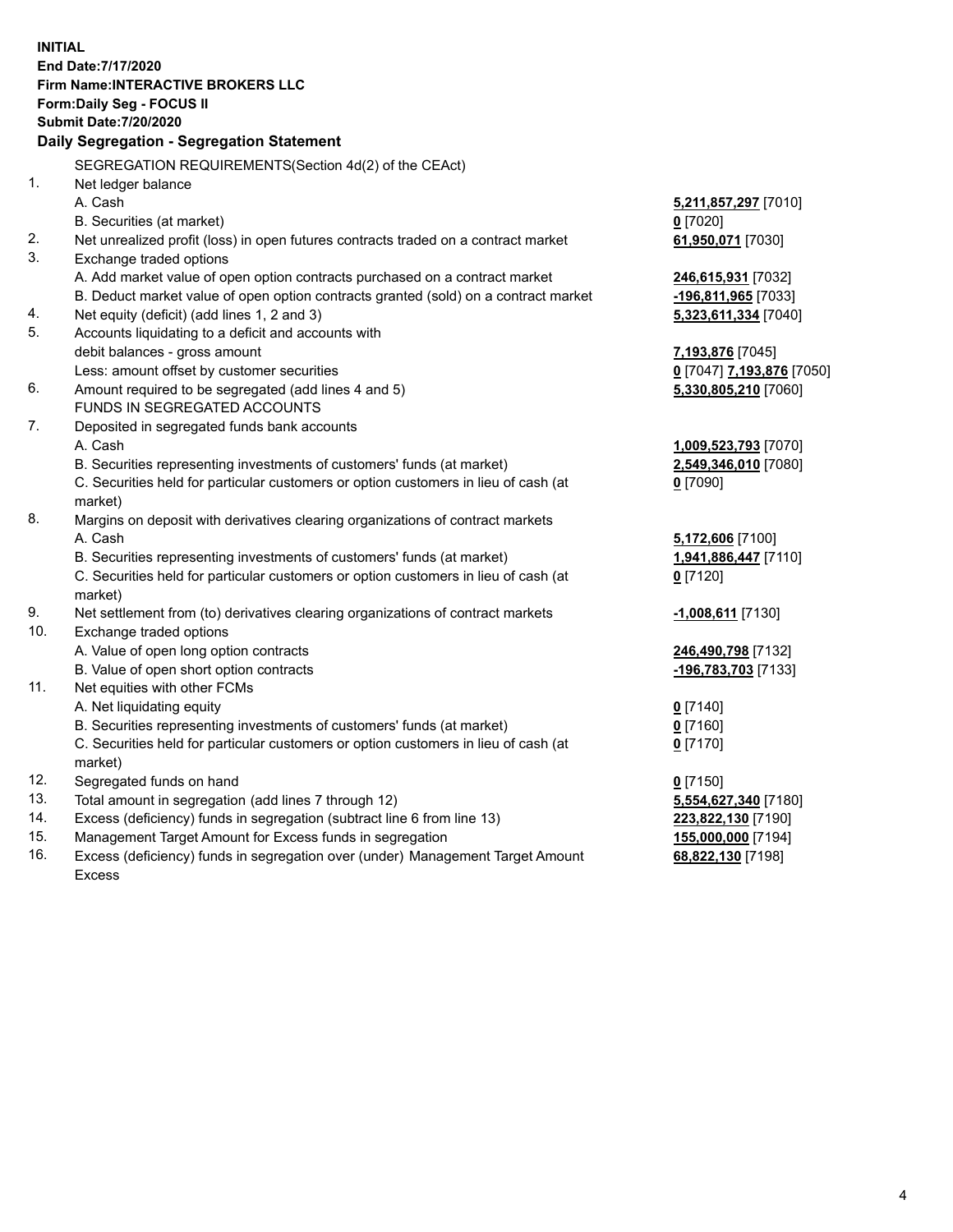**INITIAL**
**End Date:7/17/2020**
**Firm Name:INTERACTIVE BROKERS LLC**
**Form:Daily Seg - FOCUS II**
**Submit Date:7/20/2020**

## Daily Segregation - Segregation Statement

| | | |
|---|---|---|
| | SEGREGATION REQUIREMENTS(Section 4d(2) of the CEAct) | |
| 1. | Net ledger balance | |
| | A. Cash | **5,211,857,297** [7010] |
| | B. Securities (at market) | **0** [7020] |
| 2. | Net unrealized profit (loss) in open futures contracts traded on a contract market | **61,950,071** [7030] |
| 3. | Exchange traded options | |
| | A. Add market value of open option contracts purchased on a contract market | **246,615,931** [7032] |
| | B. Deduct market value of open option contracts granted (sold) on a contract market | **-196,811,965** [7033] |
| 4. | Net equity (deficit) (add lines 1, 2 and 3) | **5,323,611,334** [7040] |
| 5. | Accounts liquidating to a deficit and accounts with | |
| | debit balances - gross amount | **7,193,876** [7045] |
| | Less: amount offset by customer securities | **0** [7047] **7,193,876** [7050] |
| 6. | Amount required to be segregated (add lines 4 and 5) | **5,330,805,210** [7060] |
| | FUNDS IN SEGREGATED ACCOUNTS | |
| 7. | Deposited in segregated funds bank accounts | |
| | A. Cash | **1,009,523,793** [7070] |
| | B. Securities representing investments of customers' funds (at market) | **2,549,346,010** [7080] |
| | C. Securities held for particular customers or option customers in lieu of cash (at market) | **0** [7090] |
| 8. | Margins on deposit with derivatives clearing organizations of contract markets | |
| | A. Cash | **5,172,606** [7100] |
| | B. Securities representing investments of customers' funds (at market) | **1,941,886,447** [7110] |
| | C. Securities held for particular customers or option customers in lieu of cash (at market) | **0** [7120] |
| 9. | Net settlement from (to) derivatives clearing organizations of contract markets | **-1,008,611** [7130] |
| 10. | Exchange traded options | |
| | A. Value of open long option contracts | **246,490,798** [7132] |
| | B. Value of open short option contracts | **-196,783,703** [7133] |
| 11. | Net equities with other FCMs | |
| | A. Net liquidating equity | **0** [7140] |
| | B. Securities representing investments of customers' funds (at market) | **0** [7160] |
| | C. Securities held for particular customers or option customers in lieu of cash (at market) | **0** [7170] |
| 12. | Segregated funds on hand | **0** [7150] |
| 13. | Total amount in segregation (add lines 7 through 12) | **5,554,627,340** [7180] |
| 14. | Excess (deficiency) funds in segregation (subtract line 6 from line 13) | **223,822,130** [7190] |
| 15. | Management Target Amount for Excess funds in segregation | **155,000,000** [7194] |
| 16. | Excess (deficiency) funds in segregation over (under) Management Target Amount Excess | **68,822,130** [7198] |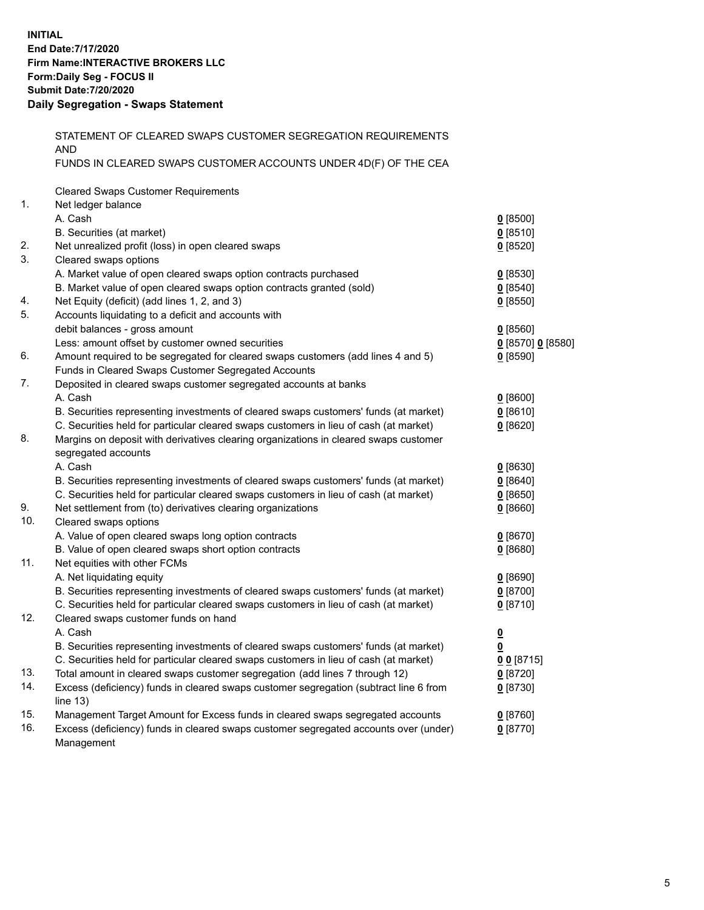**INITIAL**
**End Date:7/17/2020**
**Firm Name:INTERACTIVE BROKERS LLC**
**Form:Daily Seg - FOCUS II**
**Submit Date:7/20/2020**
**Daily Segregation - Swaps Statement**

STATEMENT OF CLEARED SWAPS CUSTOMER SEGREGATION REQUIREMENTS AND FUNDS IN CLEARED SWAPS CUSTOMER ACCOUNTS UNDER 4D(F) OF THE CEA

| | | |
|---|---|---|
| | Cleared Swaps Customer Requirements | |
| 1. | Net ledger balance | |
| | A. Cash | 0 [8500] |
| | B. Securities (at market) | 0 [8510] |
| 2. | Net unrealized profit (loss) in open cleared swaps | 0 [8520] |
| 3. | Cleared swaps options | |
| | A. Market value of open cleared swaps option contracts purchased | 0 [8530] |
| | B. Market value of open cleared swaps option contracts granted (sold) | 0 [8540] |
| 4. | Net Equity (deficit) (add lines 1, 2, and 3) | 0 [8550] |
| 5. | Accounts liquidating to a deficit and accounts with debit balances - gross amount | 0 [8560] |
| | Less: amount offset by customer owned securities | 0 [8570] 0 [8580] |
| 6. | Amount required to be segregated for cleared swaps customers (add lines 4 and 5) | 0 [8590] |
| | Funds in Cleared Swaps Customer Segregated Accounts | |
| 7. | Deposited in cleared swaps customer segregated accounts at banks | |
| | A. Cash | 0 [8600] |
| | B. Securities representing investments of cleared swaps customers' funds (at market) | 0 [8610] |
| | C. Securities held for particular cleared swaps customers in lieu of cash (at market) | 0 [8620] |
| 8. | Margins on deposit with derivatives clearing organizations in cleared swaps customer segregated accounts | |
| | A. Cash | 0 [8630] |
| | B. Securities representing investments of cleared swaps customers' funds (at market) | 0 [8640] |
| | C. Securities held for particular cleared swaps customers in lieu of cash (at market) | 0 [8650] |
| 9. | Net settlement from (to) derivatives clearing organizations | 0 [8660] |
| 10. | Cleared swaps options | |
| | A. Value of open cleared swaps long option contracts | 0 [8670] |
| | B. Value of open cleared swaps short option contracts | 0 [8680] |
| 11. | Net equities with other FCMs | |
| | A. Net liquidating equity | 0 [8690] |
| | B. Securities representing investments of cleared swaps customers' funds (at market) | 0 [8700] |
| | C. Securities held for particular cleared swaps customers in lieu of cash (at market) | 0 [8710] |
| 12. | Cleared swaps customer funds on hand | |
| | A. Cash | 0 |
| | B. Securities representing investments of cleared swaps customers' funds (at market) | 0 |
| | C. Securities held for particular cleared swaps customers in lieu of cash (at market) | 0 0 [8715] |
| 13. | Total amount in cleared swaps customer segregation (add lines 7 through 12) | 0 [8720] |
| 14. | Excess (deficiency) funds in cleared swaps customer segregation (subtract line 6 from line 13) | 0 [8730] |
| 15. | Management Target Amount for Excess funds in cleared swaps segregated accounts | 0 [8760] |
| 16. | Excess (deficiency) funds in cleared swaps customer segregated accounts over (under) Management | 0 [8770] |